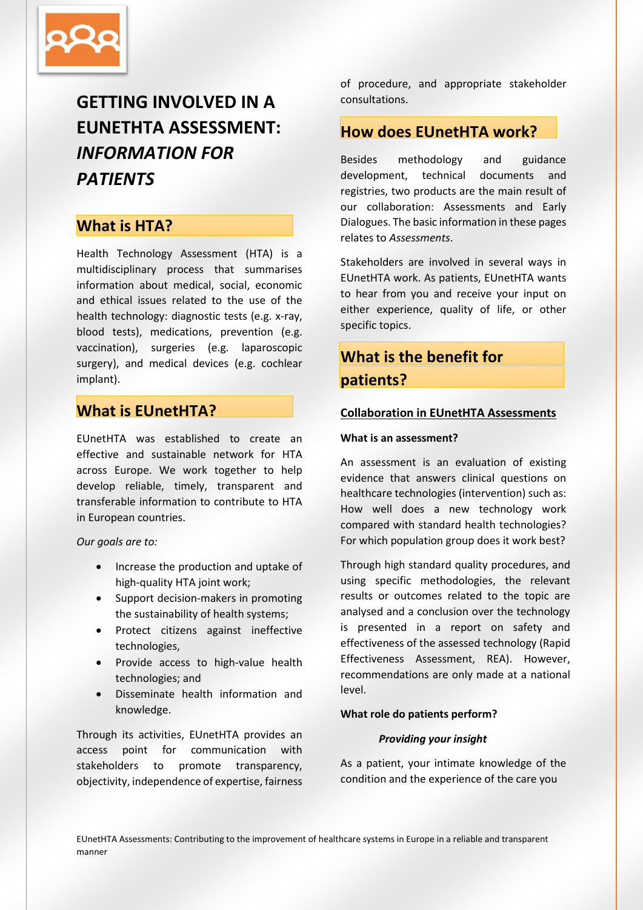# GETTING INVOLVED IN A EUNETHTA ASSESSMENT: *INFORMATION FOR PATIENTS*

## What is HTA?

Health Technology Assessment (HTA) is a multidisciplinary process that summarises information about medical, social, economic and ethical issues related to the use of the health technology: diagnostic tests (e.g. x-ray, blood tests), medications, prevention (e.g. vaccination), surgeries (e.g. laparoscopic surgery), and medical devices (e.g. cochlear implant).

## What is EUnetHTA?

EUnetHTA was established to create an effective and sustainable network for HTA across Europe. We work together to help develop reliable, timely, transparent and transferable information to contribute to HTA in European countries.

*Our goals are to:*

- Increase the production and uptake of high-quality HTA joint work;
- Support decision-makers in promoting the sustainability of health systems;
- Protect citizens against ineffective technologies,
- Provide access to high-value health technologies; and
- Disseminate health information and knowledge.

Through its activities, EUnetHTA provides an access point for communication with stakeholders to promote transparency, objectivity, independence of expertise, fairness of procedure, and appropriate stakeholder consultations.

## How does EUnetHTA work?

Besides methodology and guidance development, technical documents and registries, two products are the main result of our collaboration: Assessments and Early Dialogues. The basic information in these pages relates to *Assessments*.

Stakeholders are involved in several ways in EUnetHTA work. As patients, EUnetHTA wants to hear from you and receive your input on either experience, quality of life, or other specific topics.

## What is the benefit for patients?

### Collaboration in EUnetHTA Assessments

**What is an assessment?**

An assessment is an evaluation of existing evidence that answers clinical questions on healthcare technologies (intervention) such as: How well does a new technology work compared with standard health technologies? For which population group does it work best?

Through high standard quality procedures, and using specific methodologies, the relevant results or outcomes related to the topic are analysed and a conclusion over the technology is presented in a report on safety and effectiveness of the assessed technology (Rapid Effectiveness Assessment, REA). However, recommendations are only made at a national level.

**What role do patients perform?**

***Providing your insight***

As a patient, your intimate knowledge of the condition and the experience of the care you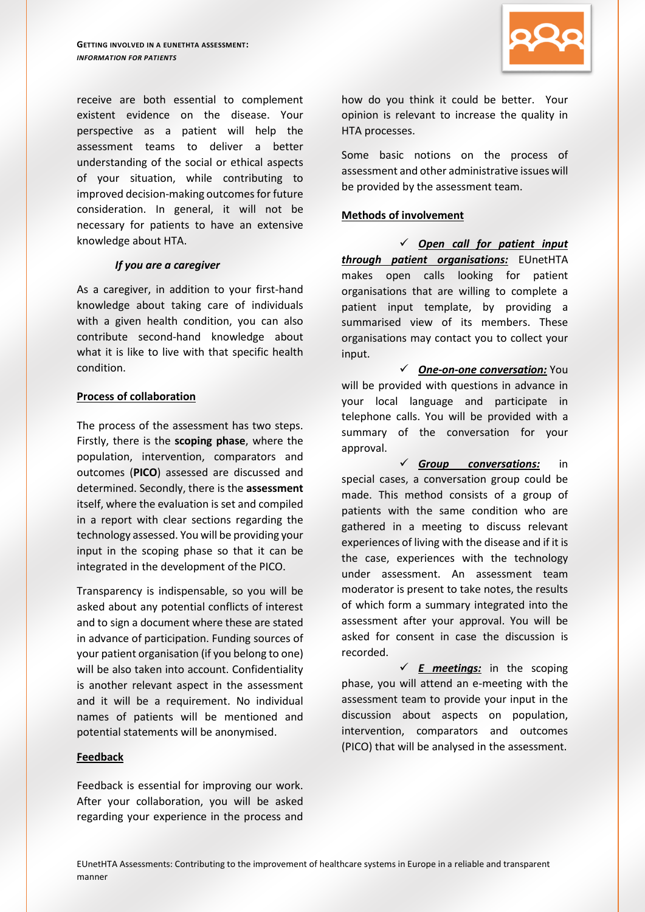receive are both essential to complement existent evidence on the disease. Your perspective as a patient will help the assessment teams to deliver a better understanding of the social or ethical aspects of your situation, while contributing to improved decision-making outcomes for future consideration. In general, it will not be necessary for patients to have an extensive knowledge about HTA.

***If you are a caregiver***

As a caregiver, in addition to your first-hand knowledge about taking care of individuals with a given health condition, you can also contribute second-hand knowledge about what it is like to live with that specific health condition.

**Process of collaboration**

The process of the assessment has two steps. Firstly, there is the **scoping phase**, where the population, intervention, comparators and outcomes (**PICO**) assessed are discussed and determined. Secondly, there is the **assessment** itself, where the evaluation is set and compiled in a report with clear sections regarding the technology assessed. You will be providing your input in the scoping phase so that it can be integrated in the development of the PICO.

Transparency is indispensable, so you will be asked about any potential conflicts of interest and to sign a document where these are stated in advance of participation. Funding sources of your patient organisation (if you belong to one) will be also taken into account. Confidentiality is another relevant aspect in the assessment and it will be a requirement. No individual names of patients will be mentioned and potential statements will be anonymised.

**Feedback**

Feedback is essential for improving our work. After your collaboration, you will be asked regarding your experience in the process and how do you think it could be better. Your opinion is relevant to increase the quality in HTA processes.

Some basic notions on the process of assessment and other administrative issues will be provided by the assessment team.

**Methods of involvement**

- ✓ ***Open call for patient input through patient organisations:*** EUnetHTA makes open calls looking for patient organisations that are willing to complete a patient input template, by providing a summarised view of its members. These organisations may contact you to collect your input.
- ✓ ***One-on-one conversation:*** You will be provided with questions in advance in your local language and participate in telephone calls. You will be provided with a summary of the conversation for your approval.
- ✓ ***Group conversations:*** in special cases, a conversation group could be made. This method consists of a group of patients with the same condition who are gathered in a meeting to discuss relevant experiences of living with the disease and if it is the case, experiences with the technology under assessment. An assessment team moderator is present to take notes, the results of which form a summary integrated into the assessment after your approval. You will be asked for consent in case the discussion is recorded.
- ✓ ***E meetings:*** in the scoping phase, you will attend an e-meeting with the assessment team to provide your input in the discussion about aspects on population, intervention, comparators and outcomes (PICO) that will be analysed in the assessment.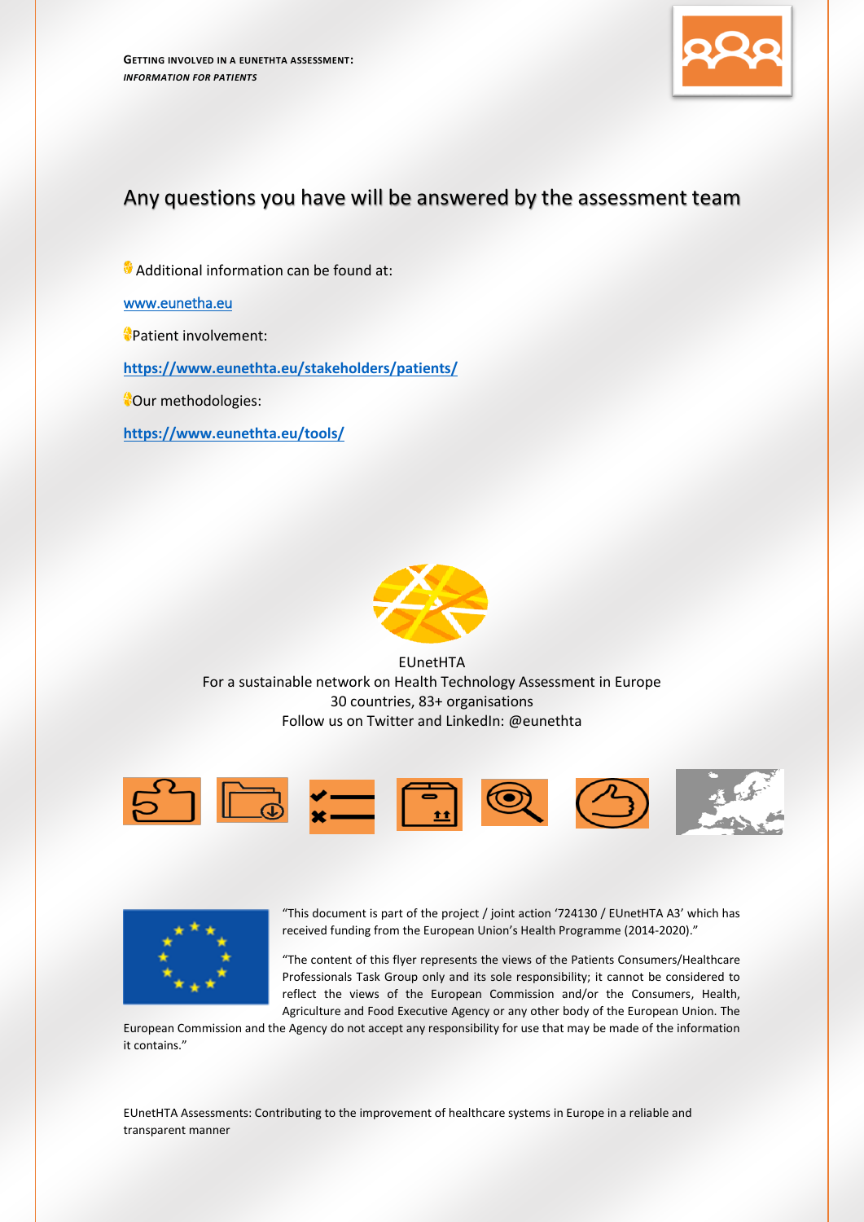# Any questions you have will be answered by the assessment team

Additional information can be found at:

[www.eunetha.eu](www.eunetha.eu)

Patient involvement:

**https://www.eunethta.eu/stakeholders/patients/**

Our methodologies:

**https://www.eunethta.eu/tools/**

EUnetHTA
For a sustainable network on Health Technology Assessment in Europe
30 countries, 83+ organisations
Follow us on Twitter and LinkedIn: @eunethta

"This document is part of the project / joint action '724130 / EUnetHTA A3' which has received funding from the European Union's Health Programme (2014-2020)."

"The content of this flyer represents the views of the Patients Consumers/Healthcare Professionals Task Group only and its sole responsibility; it cannot be considered to reflect the views of the European Commission and/or the Consumers, Health, Agriculture and Food Executive Agency or any other body of the European Union. The European Commission and the Agency do not accept any responsibility for use that may be made of the information it contains."

EUnetHTA Assessments: Contributing to the improvement of healthcare systems in Europe in a reliable and transparent manner